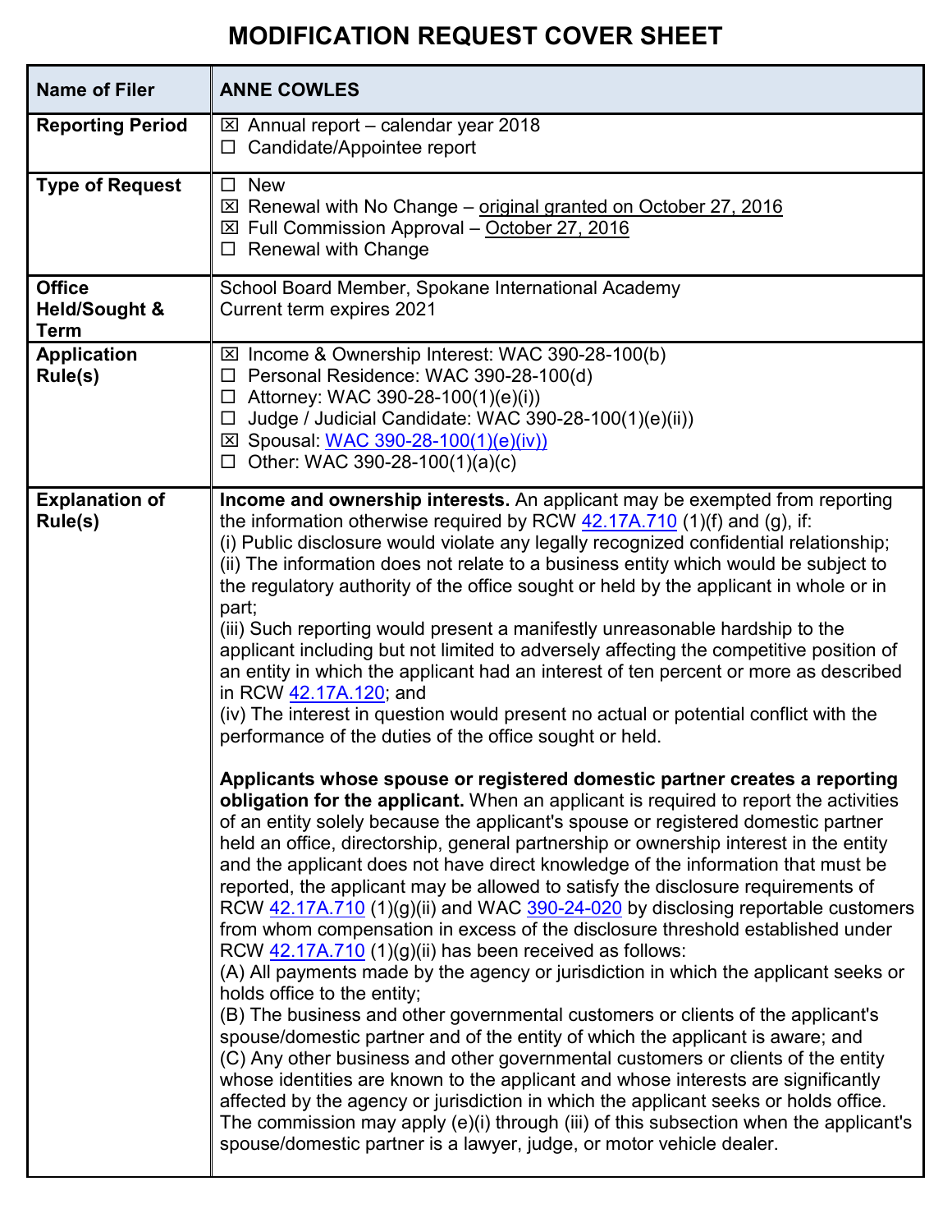# MODIFICATION REQUEST COVER SHEET

| | |
|---|---|
| **Name of Filer** | **ANNE COWLES** |
| **Reporting Period** | ☒ Annual report – calendar year 2018<br>☐ Candidate/Appointee report |
| **Type of Request** | ☐ New<br>☒ Renewal with No Change – original granted on October 27, 2016<br>☒ Full Commission Approval – October 27, 2016<br>☐ Renewal with Change |
| **Office Held/Sought & Term** | School Board Member, Spokane International Academy<br>Current term expires 2021 |
| **Application Rule(s)** | ☒ Income & Ownership Interest: WAC 390-28-100(b)<br>☐ Personal Residence: WAC 390-28-100(d)<br>☐ Attorney: WAC 390-28-100(1)(e)(i))<br>☐ Judge / Judicial Candidate: WAC 390-28-100(1)(e)(ii))<br>☒ Spousal: WAC 390-28-100(1)(e)(iv))<br>☐ Other: WAC 390-28-100(1)(a)(c) |
| **Explanation of Rule(s)** | **Income and ownership interests.** An applicant may be exempted from reporting the information otherwise required by RCW 42.17A.710 (1)(f) and (g), if:<br>(i) Public disclosure would violate any legally recognized confidential relationship;<br>(ii) The information does not relate to a business entity which would be subject to the regulatory authority of the office sought or held by the applicant in whole or in part;<br>(iii) Such reporting would present a manifestly unreasonable hardship to the applicant including but not limited to adversely affecting the competitive position of an entity in which the applicant had an interest of ten percent or more as described in RCW 42.17A.120; and<br>(iv) The interest in question would present no actual or potential conflict with the performance of the duties of the office sought or held.<br><br>**Applicants whose spouse or registered domestic partner creates a reporting obligation for the applicant.** When an applicant is required to report the activities of an entity solely because the applicant's spouse or registered domestic partner held an office, directorship, general partnership or ownership interest in the entity and the applicant does not have direct knowledge of the information that must be reported, the applicant may be allowed to satisfy the disclosure requirements of RCW 42.17A.710 (1)(g)(ii) and WAC 390-24-020 by disclosing reportable customers from whom compensation in excess of the disclosure threshold established under RCW 42.17A.710 (1)(g)(ii) has been received as follows:<br>(A) All payments made by the agency or jurisdiction in which the applicant seeks or holds office to the entity;<br>(B) The business and other governmental customers or clients of the applicant's spouse/domestic partner and of the entity of which the applicant is aware; and<br>(C) Any other business and other governmental customers or clients of the entity whose identities are known to the applicant and whose interests are significantly affected by the agency or jurisdiction in which the applicant seeks or holds office.<br>The commission may apply (e)(i) through (iii) of this subsection when the applicant's spouse/domestic partner is a lawyer, judge, or motor vehicle dealer. |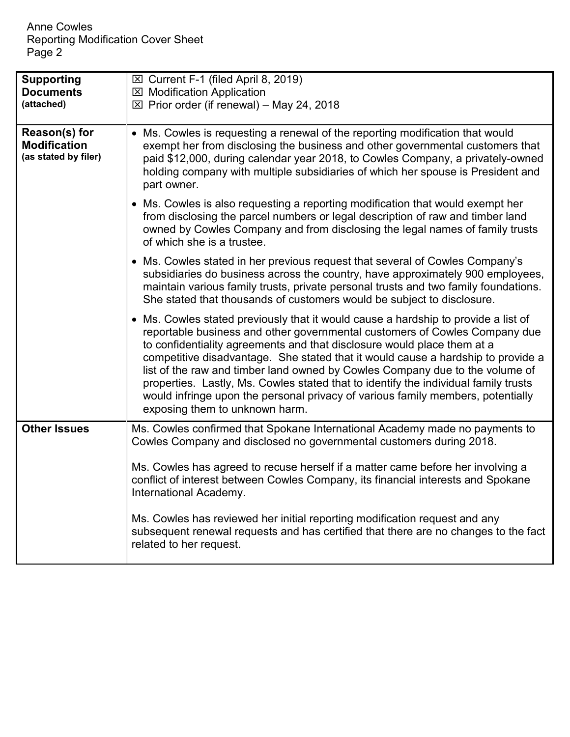| | |
|---|---|
| **Supporting Documents** (attached) | ☒ Current F-1 (filed April 8, 2019)<br>☒ Modification Application<br>☒ Prior order (if renewal) – May 24, 2018 |
| **Reason(s) for Modification** (as stated by filer) | • Ms. Cowles is requesting a renewal of the reporting modification that would exempt her from disclosing the business and other governmental customers that paid $12,000, during calendar year 2018, to Cowles Company, a privately-owned holding company with multiple subsidiaries of which her spouse is President and part owner.<br><br>• Ms. Cowles is also requesting a reporting modification that would exempt her from disclosing the parcel numbers or legal description of raw and timber land owned by Cowles Company and from disclosing the legal names of family trusts of which she is a trustee.<br><br>• Ms. Cowles stated in her previous request that several of Cowles Company's subsidiaries do business across the country, have approximately 900 employees, maintain various family trusts, private personal trusts and two family foundations. She stated that thousands of customers would be subject to disclosure.<br><br>• Ms. Cowles stated previously that it would cause a hardship to provide a list of reportable business and other governmental customers of Cowles Company due to confidentiality agreements and that disclosure would place them at a competitive disadvantage. She stated that it would cause a hardship to provide a list of the raw and timber land owned by Cowles Company due to the volume of properties. Lastly, Ms. Cowles stated that to identify the individual family trusts would infringe upon the personal privacy of various family members, potentially exposing them to unknown harm. |
| **Other Issues** | Ms. Cowles confirmed that Spokane International Academy made no payments to Cowles Company and disclosed no governmental customers during 2018.<br><br>Ms. Cowles has agreed to recuse herself if a matter came before her involving a conflict of interest between Cowles Company, its financial interests and Spokane International Academy.<br><br>Ms. Cowles has reviewed her initial reporting modification request and any subsequent renewal requests and has certified that there are no changes to the fact related to her request. |